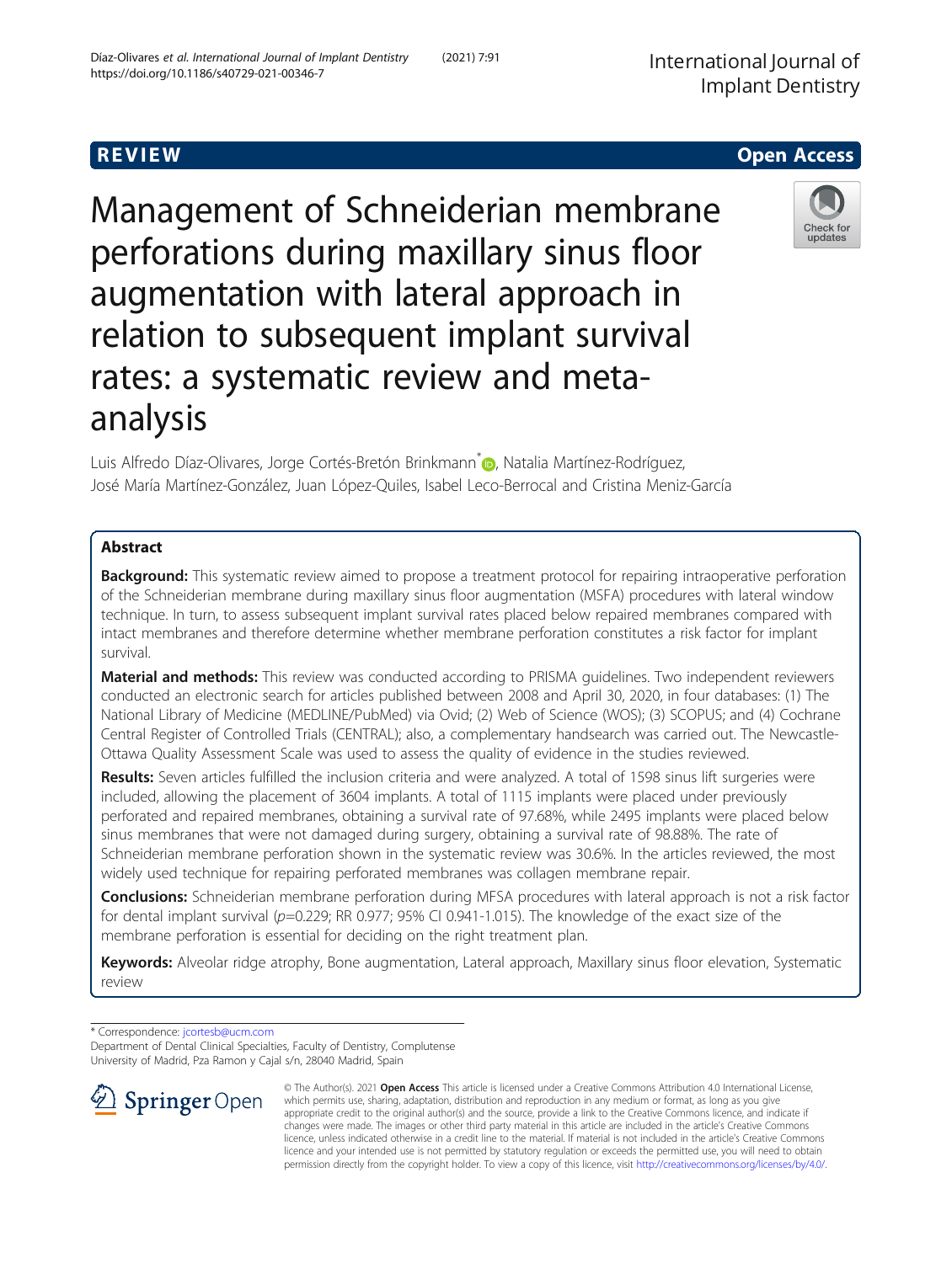REVIEW

Open Access

# Management of Schneiderian membrane perforations during maxillary sinus floor augmentation with lateral approach in relation to subsequent implant survival rates: a systematic review and meta-analysis

Luis Alfredo Díaz-Olivares, Jorge Cortés-Bretón Brinkmann*, Natalia Martínez-Rodríguez, José María Martínez-González, Juan López-Quiles, Isabel Leco-Berrocal and Cristina Meniz-García

## Abstract

**Background:** This systematic review aimed to propose a treatment protocol for repairing intraoperative perforation of the Schneiderian membrane during maxillary sinus floor augmentation (MSFA) procedures with lateral window technique. In turn, to assess subsequent implant survival rates placed below repaired membranes compared with intact membranes and therefore determine whether membrane perforation constitutes a risk factor for implant survival.

**Material and methods:** This review was conducted according to PRISMA guidelines. Two independent reviewers conducted an electronic search for articles published between 2008 and April 30, 2020, in four databases: (1) The National Library of Medicine (MEDLINE/PubMed) via Ovid; (2) Web of Science (WOS); (3) SCOPUS; and (4) Cochrane Central Register of Controlled Trials (CENTRAL); also, a complementary handsearch was carried out. The Newcastle-Ottawa Quality Assessment Scale was used to assess the quality of evidence in the studies reviewed.

**Results:** Seven articles fulfilled the inclusion criteria and were analyzed. A total of 1598 sinus lift surgeries were included, allowing the placement of 3604 implants. A total of 1115 implants were placed under previously perforated and repaired membranes, obtaining a survival rate of 97.68%, while 2495 implants were placed below sinus membranes that were not damaged during surgery, obtaining a survival rate of 98.88%. The rate of Schneiderian membrane perforation shown in the systematic review was 30.6%. In the articles reviewed, the most widely used technique for repairing perforated membranes was collagen membrane repair.

**Conclusions:** Schneiderian membrane perforation during MFSA procedures with lateral approach is not a risk factor for dental implant survival ($p$=0.229; RR 0.977; 95% CI 0.941-1.015). The knowledge of the exact size of the membrane perforation is essential for deciding on the right treatment plan.

**Keywords:** Alveolar ridge atrophy, Bone augmentation, Lateral approach, Maxillary sinus floor elevation, Systematic review

* Correspondence: jcortesb@ucm.com
Department of Dental Clinical Specialties, Faculty of Dentistry, Complutense University of Madrid, Pza Ramon y Cajal s/n, 28040 Madrid, Spain

© The Author(s). 2021 **Open Access** This article is licensed under a Creative Commons Attribution 4.0 International License, which permits use, sharing, adaptation, distribution and reproduction in any medium or format, as long as you give appropriate credit to the original author(s) and the source, provide a link to the Creative Commons licence, and indicate if changes were made. The images or other third party material in this article are included in the article's Creative Commons licence, unless indicated otherwise in a credit line to the material. If material is not included in the article's Creative Commons licence and your intended use is not permitted by statutory regulation or exceeds the permitted use, you will need to obtain permission directly from the copyright holder. To view a copy of this licence, visit http://creativecommons.org/licenses/by/4.0/.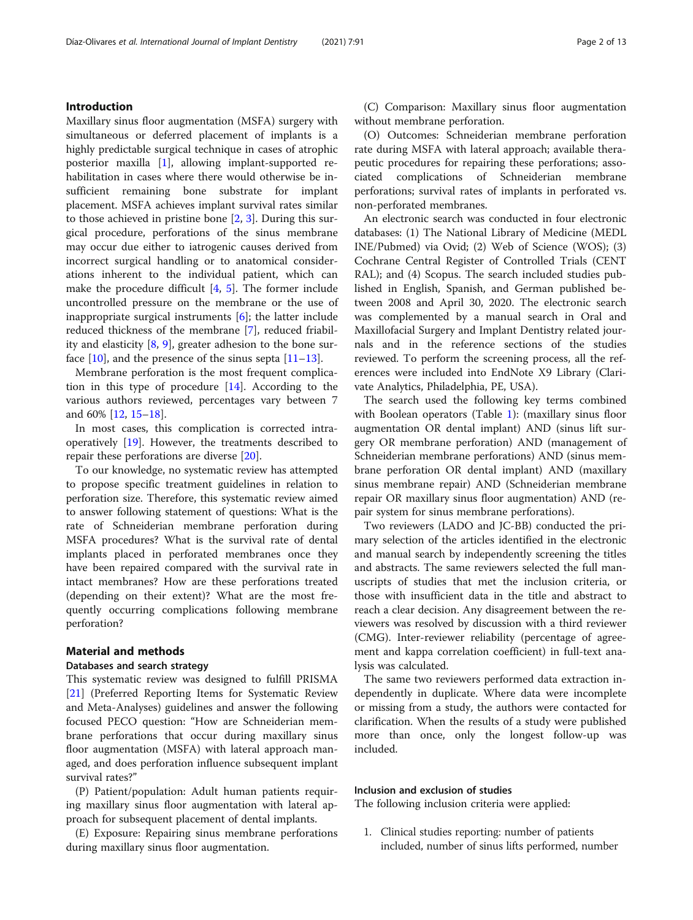## Introduction

Maxillary sinus floor augmentation (MSFA) surgery with simultaneous or deferred placement of implants is a highly predictable surgical technique in cases of atrophic posterior maxilla [1], allowing implant-supported rehabilitation in cases where there would otherwise be insufficient remaining bone substrate for implant placement. MSFA achieves implant survival rates similar to those achieved in pristine bone [2, 3]. During this surgical procedure, perforations of the sinus membrane may occur due either to iatrogenic causes derived from incorrect surgical handling or to anatomical considerations inherent to the individual patient, which can make the procedure difficult [4, 5]. The former include uncontrolled pressure on the membrane or the use of inappropriate surgical instruments [6]; the latter include reduced thickness of the membrane [7], reduced friability and elasticity [8, 9], greater adhesion to the bone surface [10], and the presence of the sinus septa [11–13].

Membrane perforation is the most frequent complication in this type of procedure [14]. According to the various authors reviewed, percentages vary between 7 and 60% [12, 15–18].

In most cases, this complication is corrected intraoperatively [19]. However, the treatments described to repair these perforations are diverse [20].

To our knowledge, no systematic review has attempted to propose specific treatment guidelines in relation to perforation size. Therefore, this systematic review aimed to answer following statement of questions: What is the rate of Schneiderian membrane perforation during MSFA procedures? What is the survival rate of dental implants placed in perforated membranes once they have been repaired compared with the survival rate in intact membranes? How are these perforations treated (depending on their extent)? What are the most frequently occurring complications following membrane perforation?

## Material and methods

### Databases and search strategy

This systematic review was designed to fulfill PRISMA [21] (Preferred Reporting Items for Systematic Review and Meta-Analyses) guidelines and answer the following focused PECO question: "How are Schneiderian membrane perforations that occur during maxillary sinus floor augmentation (MSFA) with lateral approach managed, and does perforation influence subsequent implant survival rates?"

(P) Patient/population: Adult human patients requiring maxillary sinus floor augmentation with lateral approach for subsequent placement of dental implants.

(E) Exposure: Repairing sinus membrane perforations during maxillary sinus floor augmentation.

(C) Comparison: Maxillary sinus floor augmentation without membrane perforation.

(O) Outcomes: Schneiderian membrane perforation rate during MSFA with lateral approach; available therapeutic procedures for repairing these perforations; associated complications of Schneiderian membrane perforations; survival rates of implants in perforated vs. non-perforated membranes.

An electronic search was conducted in four electronic databases: (1) The National Library of Medicine (MEDLINE/Pubmed) via Ovid; (2) Web of Science (WOS); (3) Cochrane Central Register of Controlled Trials (CENTRAL); and (4) Scopus. The search included studies published in English, Spanish, and German published between 2008 and April 30, 2020. The electronic search was complemented by a manual search in Oral and Maxillofacial Surgery and Implant Dentistry related journals and in the reference sections of the studies reviewed. To perform the screening process, all the references were included into EndNote X9 Library (Clarivate Analytics, Philadelphia, PE, USA).

The search used the following key terms combined with Boolean operators (Table 1): (maxillary sinus floor augmentation OR dental implant) AND (sinus lift surgery OR membrane perforation) AND (management of Schneiderian membrane perforations) AND (sinus membrane perforation OR dental implant) AND (maxillary sinus membrane repair) AND (Schneiderian membrane repair OR maxillary sinus floor augmentation) AND (repair system for sinus membrane perforations).

Two reviewers (LADO and JC-BB) conducted the primary selection of the articles identified in the electronic and manual search by independently screening the titles and abstracts. The same reviewers selected the full manuscripts of studies that met the inclusion criteria, or those with insufficient data in the title and abstract to reach a clear decision. Any disagreement between the reviewers was resolved by discussion with a third reviewer (CMG). Inter-reviewer reliability (percentage of agreement and kappa correlation coefficient) in full-text analysis was calculated.

The same two reviewers performed data extraction independently in duplicate. Where data were incomplete or missing from a study, the authors were contacted for clarification. When the results of a study were published more than once, only the longest follow-up was included.

### Inclusion and exclusion of studies

The following inclusion criteria were applied:

1. Clinical studies reporting: number of patients included, number of sinus lifts performed, number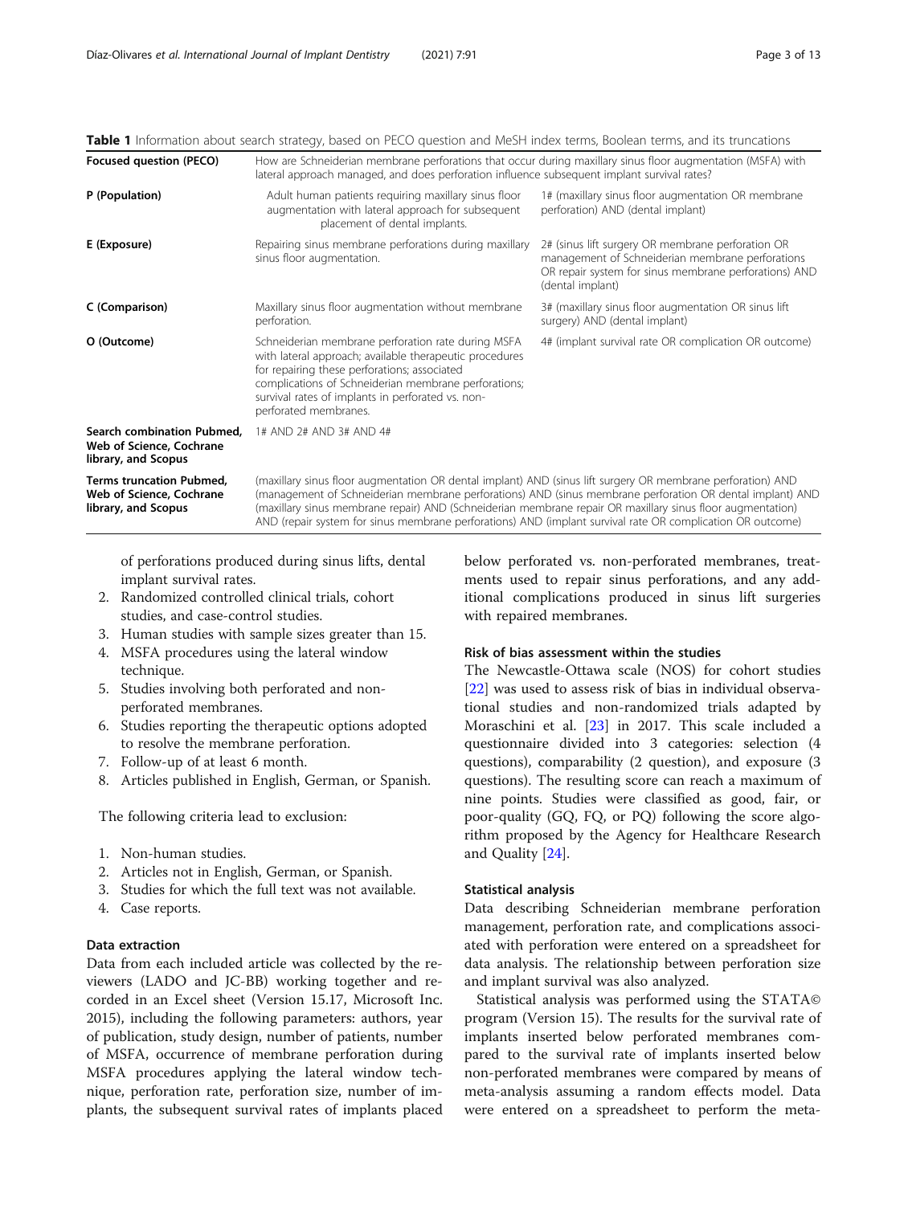**Table 1** Information about search strategy, based on PECO question and MeSH index terms, Boolean terms, and its truncations

| **Focused question (PECO)** | How are Schneiderian membrane perforations that occur during maxillary sinus floor augmentation (MSFA) with lateral approach managed, and does perforation influence subsequent implant survival rates? | |
|---|---|---|
| **P (Population)** | Adult human patients requiring maxillary sinus floor augmentation with lateral approach for subsequent placement of dental implants. | 1# (maxillary sinus floor augmentation OR membrane perforation) AND (dental implant) |
| **E (Exposure)** | Repairing sinus membrane perforations during maxillary sinus floor augmentation. | 2# (sinus lift surgery OR membrane perforation OR management of Schneiderian membrane perforations OR repair system for sinus membrane perforations) AND (dental implant) |
| **C (Comparison)** | Maxillary sinus floor augmentation without membrane perforation. | 3# (maxillary sinus floor augmentation OR sinus lift surgery) AND (dental implant) |
| **O (Outcome)** | Schneiderian membrane perforation rate during MSFA with lateral approach; available therapeutic procedures for repairing these perforations; associated complications of Schneiderian membrane perforations; survival rates of implants in perforated vs. non-perforated membranes. | 4# (implant survival rate OR complication OR outcome) |
| **Search combination Pubmed, Web of Science, Cochrane library, and Scopus** | 1# AND 2# AND 3# AND 4# | |
| **Terms truncation Pubmed, Web of Science, Cochrane library, and Scopus** | (maxillary sinus floor augmentation OR dental implant) AND (sinus lift surgery OR membrane perforation) AND (management of Schneiderian membrane perforations) AND (sinus membrane perforation OR dental implant) AND (maxillary sinus membrane repair) AND (Schneiderian membrane repair OR maxillary sinus floor augmentation) AND (repair system for sinus membrane perforations) AND (implant survival rate OR complication OR outcome) | |

of perforations produced during sinus lifts, dental implant survival rates.

2. Randomized controlled clinical trials, cohort studies, and case-control studies.
3. Human studies with sample sizes greater than 15.
4. MSFA procedures using the lateral window technique.
5. Studies involving both perforated and non-perforated membranes.
6. Studies reporting the therapeutic options adopted to resolve the membrane perforation.
7. Follow-up of at least 6 month.
8. Articles published in English, German, or Spanish.

The following criteria lead to exclusion:

1. Non-human studies.
2. Articles not in English, German, or Spanish.
3. Studies for which the full text was not available.
4. Case reports.

### Data extraction

Data from each included article was collected by the reviewers (LADO and JC-BB) working together and recorded in an Excel sheet (Version 15.17, Microsoft Inc. 2015), including the following parameters: authors, year of publication, study design, number of patients, number of MSFA, occurrence of membrane perforation during MSFA procedures applying the lateral window technique, perforation rate, perforation size, number of implants, the subsequent survival rates of implants placed below perforated vs. non-perforated membranes, treatments used to repair sinus perforations, and any additional complications produced in sinus lift surgeries with repaired membranes.

### Risk of bias assessment within the studies

The Newcastle-Ottawa scale (NOS) for cohort studies [22] was used to assess risk of bias in individual observational studies and non-randomized trials adapted by Moraschini et al. [23] in 2017. This scale included a questionnaire divided into 3 categories: selection (4 questions), comparability (2 question), and exposure (3 questions). The resulting score can reach a maximum of nine points. Studies were classified as good, fair, or poor-quality (GQ, FQ, or PQ) following the score algorithm proposed by the Agency for Healthcare Research and Quality [24].

### Statistical analysis

Data describing Schneiderian membrane perforation management, perforation rate, and complications associated with perforation were entered on a spreadsheet for data analysis. The relationship between perforation size and implant survival was also analyzed.

Statistical analysis was performed using the STATA© program (Version 15). The results for the survival rate of implants inserted below perforated membranes compared to the survival rate of implants inserted below non-perforated membranes were compared by means of meta-analysis assuming a random effects model. Data were entered on a spreadsheet to perform the meta-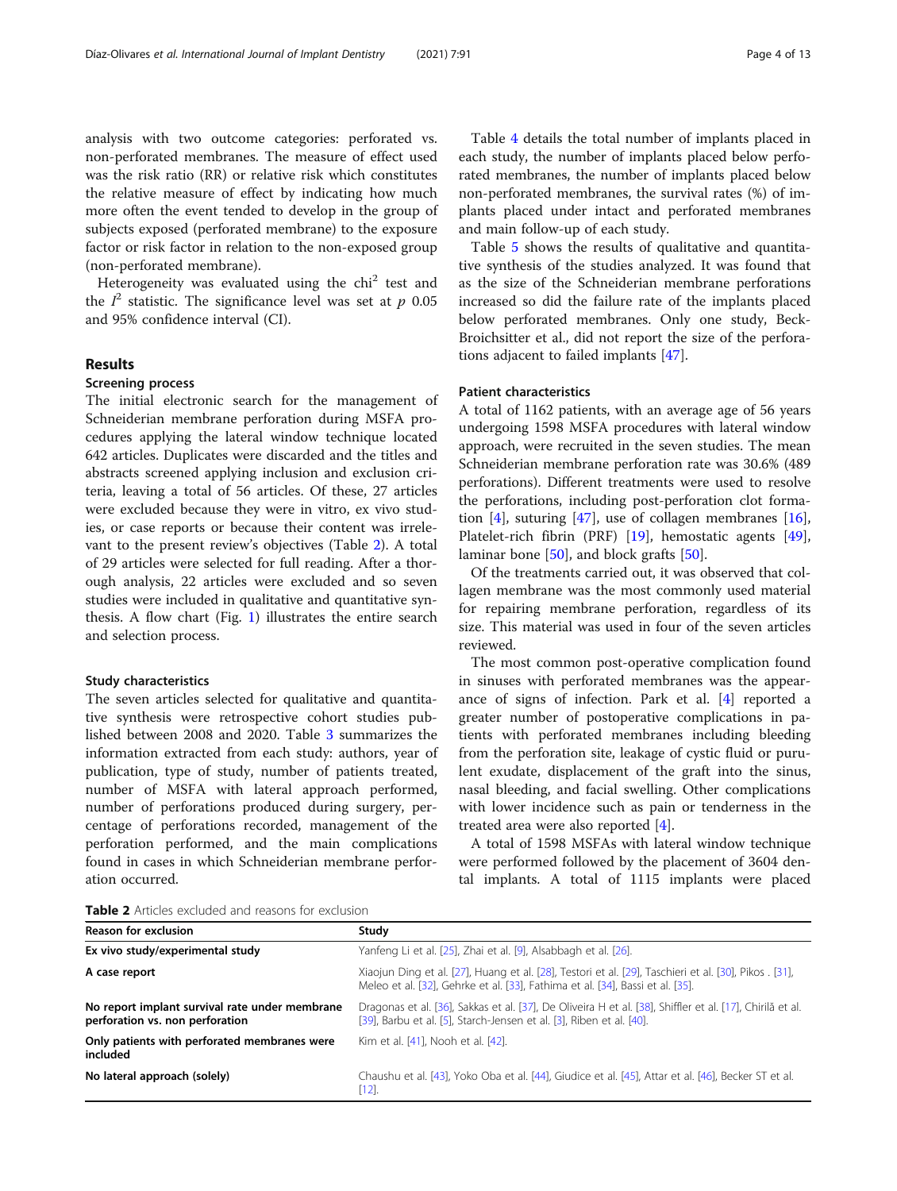analysis with two outcome categories: perforated vs. non-perforated membranes. The measure of effect used was the risk ratio (RR) or relative risk which constitutes the relative measure of effect by indicating how much more often the event tended to develop in the group of subjects exposed (perforated membrane) to the exposure factor or risk factor in relation to the non-exposed group (non-perforated membrane).

Heterogeneity was evaluated using the $\text{chi}^2$ test and the $I^2$ statistic. The significance level was set at $p$ 0.05 and 95% confidence interval (CI).

## Results

### Screening process

The initial electronic search for the management of Schneiderian membrane perforation during MSFA procedures applying the lateral window technique located 642 articles. Duplicates were discarded and the titles and abstracts screened applying inclusion and exclusion criteria, leaving a total of 56 articles. Of these, 27 articles were excluded because they were in vitro, ex vivo studies, or case reports or because their content was irrelevant to the present review's objectives (Table 2). A total of 29 articles were selected for full reading. After a thorough analysis, 22 articles were excluded and so seven studies were included in qualitative and quantitative synthesis. A flow chart (Fig. 1) illustrates the entire search and selection process.

### Study characteristics

The seven articles selected for qualitative and quantitative synthesis were retrospective cohort studies published between 2008 and 2020. Table 3 summarizes the information extracted from each study: authors, year of publication, type of study, number of patients treated, number of MSFA with lateral approach performed, number of perforations produced during surgery, percentage of perforations recorded, management of the perforation performed, and the main complications found in cases in which Schneiderian membrane perforation occurred.

Table 4 details the total number of implants placed in each study, the number of implants placed below perforated membranes, the number of implants placed below non-perforated membranes, the survival rates (%) of implants placed under intact and perforated membranes and main follow-up of each study.

Table 5 shows the results of qualitative and quantitative synthesis of the studies analyzed. It was found that as the size of the Schneiderian membrane perforations increased so did the failure rate of the implants placed below perforated membranes. Only one study, Beck-Broichsitter et al., did not report the size of the perforations adjacent to failed implants [47].

### Patient characteristics

A total of 1162 patients, with an average age of 56 years undergoing 1598 MSFA procedures with lateral window approach, were recruited in the seven studies. The mean Schneiderian membrane perforation rate was 30.6% (489 perforations). Different treatments were used to resolve the perforations, including post-perforation clot formation [4], suturing [47], use of collagen membranes [16], Platelet-rich fibrin (PRF) [19], hemostatic agents [49], laminar bone [50], and block grafts [50].

Of the treatments carried out, it was observed that collagen membrane was the most commonly used material for repairing membrane perforation, regardless of its size. This material was used in four of the seven articles reviewed.

The most common post-operative complication found in sinuses with perforated membranes was the appearance of signs of infection. Park et al. [4] reported a greater number of postoperative complications in patients with perforated membranes including bleeding from the perforation site, leakage of cystic fluid or purulent exudate, displacement of the graft into the sinus, nasal bleeding, and facial swelling. Other complications with lower incidence such as pain or tenderness in the treated area were also reported [4].

A total of 1598 MSFAs with lateral window technique were performed followed by the placement of 3604 dental implants. A total of 1115 implants were placed

**Table 2** Articles excluded and reasons for exclusion

| Reason for exclusion | Study |
|---|---|
| **Ex vivo study/experimental study** | Yanfeng Li et al. [25], Zhai et al. [9], Alsabbagh et al. [26]. |
| **A case report** | Xiaojun Ding et al. [27], Huang et al. [28], Testori et al. [29], Taschieri et al. [30], Pikos . [31], Meleo et al. [32], Gehrke et al. [33], Fathima et al. [34], Bassi et al. [35]. |
| **No report implant survival rate under membrane perforation vs. non perforation** | Dragonas et al. [36], Sakkas et al. [37], De Oliveira H et al. [38], Shiffler et al. [17], Chirilă et al. [39], Barbu et al. [5], Starch-Jensen et al. [3], Riben et al. [40]. |
| **Only patients with perforated membranes were included** | Kim et al. [41], Nooh et al. [42]. |
| **No lateral approach (solely)** | Chaushu et al. [43], Yoko Oba et al. [44], Giudice et al. [45], Attar et al. [46], Becker ST et al. [12]. |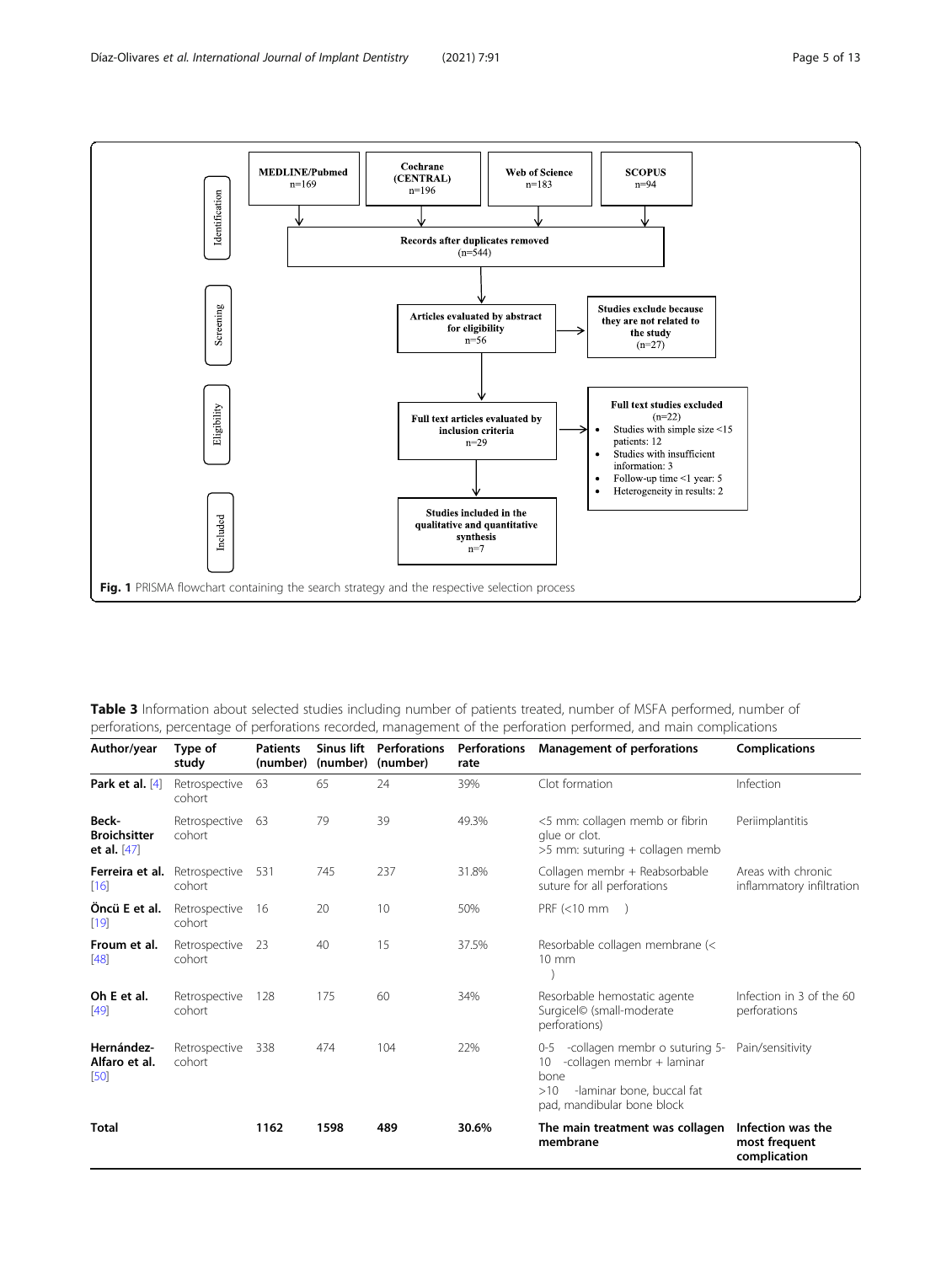Identification

MEDLINE/Pubmed n=169

Cochrane (CENTRAL) n=196

Web of Science n=183

SCOPUS n=94

Records after duplicates removed (n=544)

Screening

Articles evaluated by abstract for eligibility n=56

Studies exclude because they are not related to the study (n=27)

Eligibility

Full text articles evaluated by inclusion criteria n=29

Full text studies excluded (n=22)

- Studies with simple size <15 patients: 12
- Studies with insufficient information: 3
- Follow-up time <1 year: 5
- Heterogeneity in results: 2

Included

Studies included in the qualitative and quantitative synthesis n=7

**Fig. 1** PRISMA flowchart containing the search strategy and the respective selection process

**Table 3** Information about selected studies including number of patients treated, number of MSFA performed, number of perforations, percentage of perforations recorded, management of the perforation performed, and main complications

| Author/year | Type of study | Patients (number) | Sinus lift (number) | Perforations (number) | Perforations rate | Management of perforations | Complications |
|---|---|---|---|---|---|---|---|
| **Park et al.** [4] | Retrospective cohort | 63 | 65 | 24 | 39% | Clot formation | Infection |
| **Beck-Broichsitter et al.** [47] | Retrospective cohort | 63 | 79 | 39 | 49.3% | <5 mm: collagen memb or fibrin glue or clot. >5 mm: suturing + collagen memb | Periimplantitis |
| **Ferreira et al.** [16] | Retrospective cohort | 531 | 745 | 237 | 31.8% | Collagen membr + Reabsorbable suture for all perforations | Areas with chronic inflammatory infiltration |
| **Öncü E et al.** [19] | Retrospective cohort | 16 | 20 | 10 | 50% | PRF (<10 mm ) | |
| **Froum et al.** [48] | Retrospective cohort | 23 | 40 | 15 | 37.5% | Resorbable collagen membrane (< 10 mm ) | |
| **Oh E et al.** [49] | Retrospective cohort | 128 | 175 | 60 | 34% | Resorbable hemostatic agente Surgicel© (small-moderate perforations) | Infection in 3 of the 60 perforations |
| **Hernández-Alfaro et al.** [50] | Retrospective cohort | 338 | 474 | 104 | 22% | 0-5 -collagen membr o suturing 5-10 -collagen membr + laminar bone >10 -laminar bone, buccal fat pad, mandibular bone block | Pain/sensitivity |
| **Total** | | **1162** | **1598** | **489** | **30.6%** | **The main treatment was collagen membrane** | **Infection was the most frequent complication** |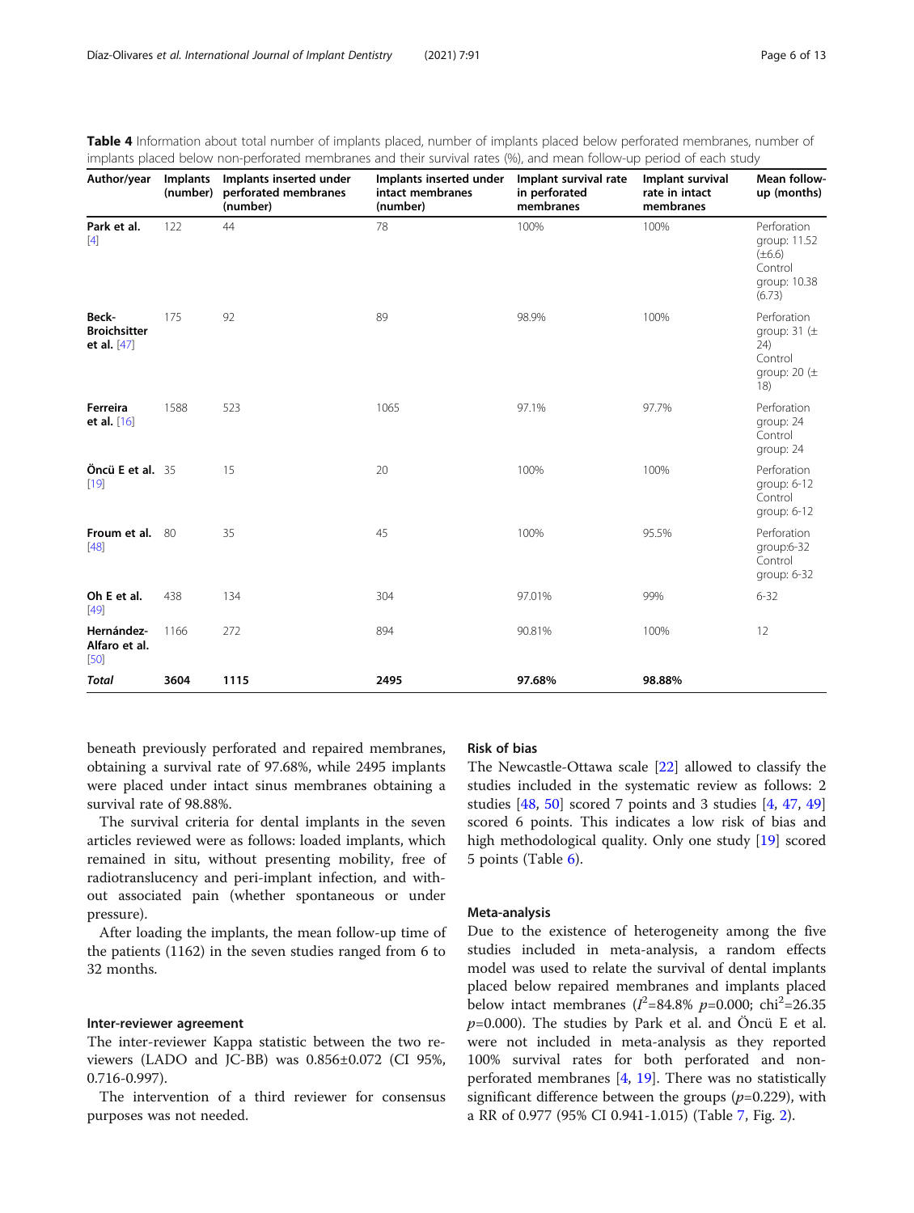**Table 4** Information about total number of implants placed, number of implants placed below perforated membranes, number of implants placed below non-perforated membranes and their survival rates (%), and mean follow-up period of each study

| Author/year | Implants (number) | Implants inserted under perforated membranes (number) | Implants inserted under intact membranes (number) | Implant survival rate in perforated membranes | Implant survival rate in intact membranes | Mean follow-up (months) |
|---|---|---|---|---|---|---|
| **Park et al.** [4] | 122 | 44 | 78 | 100% | 100% | Perforation group: 11.52 (±6.6) Control group: 10.38 (6.73) |
| **Beck-Broichsitter et al.** [47] | 175 | 92 | 89 | 98.9% | 100% | Perforation group: 31 (± 24) Control group: 20 (± 18) |
| **Ferreira et al.** [16] | 1588 | 523 | 1065 | 97.1% | 97.7% | Perforation group: 24 Control group: 24 |
| **Öncü E et al.** [19] | 35 | 15 | 20 | 100% | 100% | Perforation group: 6-12 Control group: 6-12 |
| **Froum et al.** [48] | 80 | 35 | 45 | 100% | 95.5% | Perforation group:6-32 Control group: 6-32 |
| **Oh E et al.** [49] | 438 | 134 | 304 | 97.01% | 99% | 6-32 |
| **Hernández-Alfaro et al.** [50] | 1166 | 272 | 894 | 90.81% | 100% | 12 |
| ***Total*** | **3604** | **1115** | **2495** | **97.68%** | **98.88%** | |

beneath previously perforated and repaired membranes, obtaining a survival rate of 97.68%, while 2495 implants were placed under intact sinus membranes obtaining a survival rate of 98.88%.

The survival criteria for dental implants in the seven articles reviewed were as follows: loaded implants, which remained in situ, without presenting mobility, free of radiotranslucency and peri-implant infection, and without associated pain (whether spontaneous or under pressure).

After loading the implants, the mean follow-up time of the patients (1162) in the seven studies ranged from 6 to 32 months.

### Inter-reviewer agreement

The inter-reviewer Kappa statistic between the two reviewers (LADO and JC-BB) was 0.856±0.072 (CI 95%, 0.716-0.997).

The intervention of a third reviewer for consensus purposes was not needed.

### Risk of bias

The Newcastle-Ottawa scale [22] allowed to classify the studies included in the systematic review as follows: 2 studies [48, 50] scored 7 points and 3 studies [4, 47, 49] scored 6 points. This indicates a low risk of bias and high methodological quality. Only one study [19] scored 5 points (Table 6).

### Meta-analysis

Due to the existence of heterogeneity among the five studies included in meta-analysis, a random effects model was used to relate the survival of dental implants placed below repaired membranes and implants placed below intact membranes ($I^2$=84.8% $p$=0.000; $\text{chi}^2$=26.35 $p$=0.000). The studies by Park et al. and Öncü E et al. were not included in meta-analysis as they reported 100% survival rates for both perforated and non-perforated membranes [4, 19]. There was no statistically significant difference between the groups ($p$=0.229), with a RR of 0.977 (95% CI 0.941-1.015) (Table 7, Fig. 2).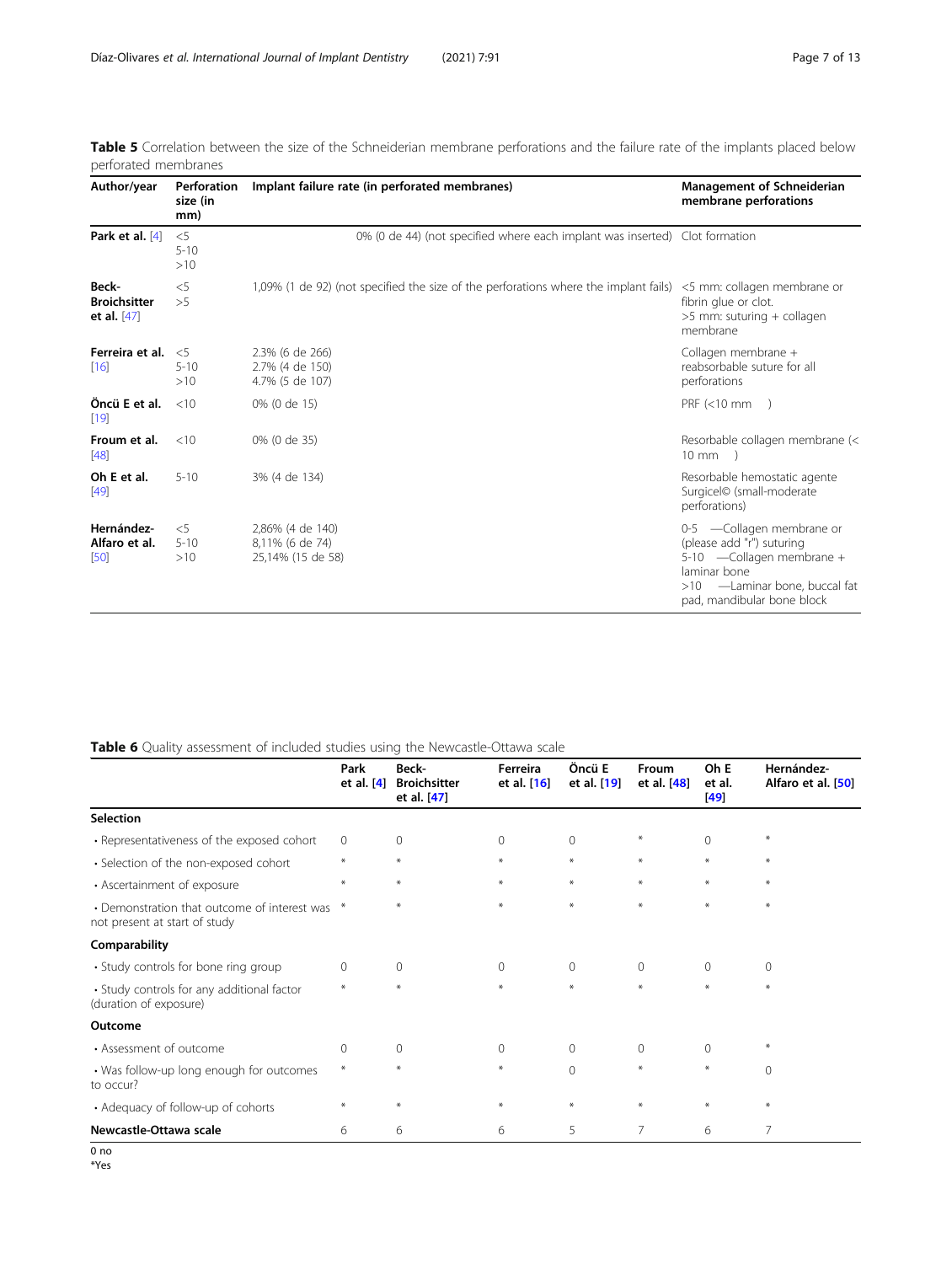**Table 5** Correlation between the size of the Schneiderian membrane perforations and the failure rate of the implants placed below perforated membranes

| Author/year | Perforation size (in mm) | Implant failure rate (in perforated membranes) | Management of Schneiderian membrane perforations |
|---|---|---|---|
| **Park et al.** [4] | <5<br>5-10<br>>10 | 0% (0 de 44) (not specified where each implant was inserted) | Clot formation |
| **Beck-Broichsitter et al.** [47] | <5<br>>5 | 1,09% (1 de 92) (not specified the size of the perforations where the implant fails) | <5 mm: collagen membrane or fibrin glue or clot.<br>>5 mm: suturing + collagen membrane |
| **Ferreira et al.** [16] | <5<br>5-10<br>>10 | 2.3% (6 de 266)<br>2.7% (4 de 150)<br>4.7% (5 de 107) | Collagen membrane + reabsorbable suture for all perforations |
| **Öncü E et al.** [19] | <10 | 0% (0 de 15) | PRF (<10 mm ) |
| **Froum et al.** [48] | <10 | 0% (0 de 35) | Resorbable collagen membrane (< 10 mm ) |
| **Oh E et al.** [49] | 5-10 | 3% (4 de 134) | Resorbable hemostatic agente Surgicel© (small-moderate perforations) |
| **Hernández-Alfaro et al.** [50] | <5<br>5-10<br>>10 | 2,86% (4 de 140)<br>8,11% (6 de 74)<br>25,14% (15 de 58) | 0-5 —Collagen membrane or (please add "r") suturing<br>5-10 —Collagen membrane + laminar bone<br>>10 —Laminar bone, buccal fat pad, mandibular bone block |

**Table 6** Quality assessment of included studies using the Newcastle-Ottawa scale

| | Park et al. [4] | Beck-Broichsitter et al. [47] | Ferreira et al. [16] | Öncü E et al. [19] | Froum et al. [48] | Oh E et al. [49] | Hernández-Alfaro et al. [50] |
|---|---|---|---|---|---|---|---|
| **Selection** | | | | | | | |
| • Representativeness of the exposed cohort | 0 | 0 | 0 | 0 | * | 0 | * |
| • Selection of the non-exposed cohort | * | * | * | * | * | * | * |
| • Ascertainment of exposure | * | * | * | * | * | * | * |
| • Demonstration that outcome of interest was not present at start of study | * | * | * | * | * | * | * |
| **Comparability** | | | | | | | |
| • Study controls for bone ring group | 0 | 0 | 0 | 0 | 0 | 0 | 0 |
| • Study controls for any additional factor (duration of exposure) | * | * | * | * | * | * | * |
| **Outcome** | | | | | | | |
| • Assessment of outcome | 0 | 0 | 0 | 0 | 0 | 0 | * |
| • Was follow-up long enough for outcomes to occur? | * | * | * | 0 | * | * | 0 |
| • Adequacy of follow-up of cohorts | * | * | * | * | * | * | * |
| **Newcastle-Ottawa scale** | 6 | 6 | 6 | 5 | 7 | 6 | 7 |

0 no
*Yes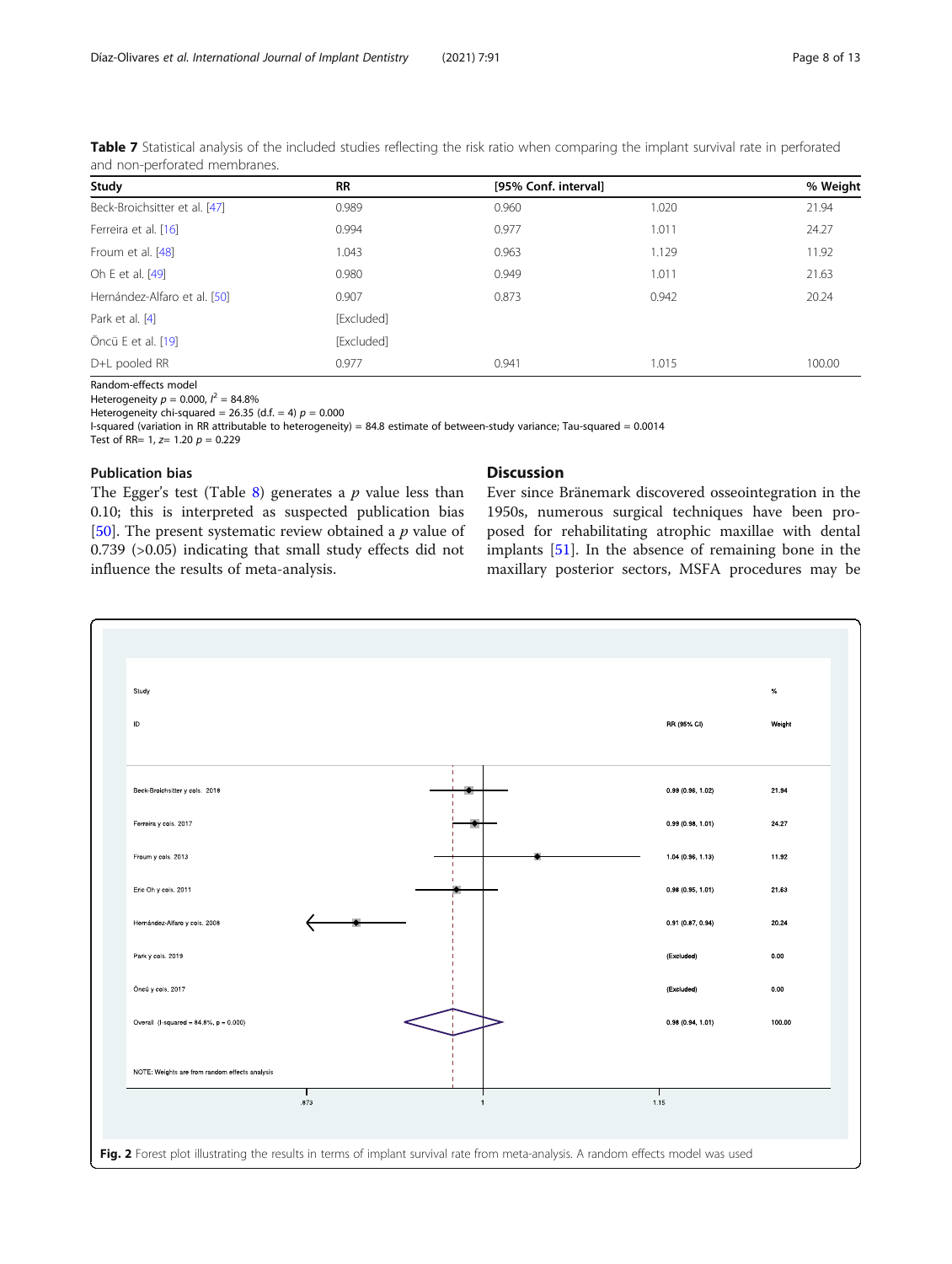**Table 7** Statistical analysis of the included studies reflecting the risk ratio when comparing the implant survival rate in perforated and non-perforated membranes.

| Study | RR | [95% Conf. interval] | | % Weight |
|---|---|---|---|---|
| Beck-Broichsitter et al. [47] | 0.989 | 0.960 | 1.020 | 21.94 |
| Ferreira et al. [16] | 0.994 | 0.977 | 1.011 | 24.27 |
| Froum et al. [48] | 1.043 | 0.963 | 1.129 | 11.92 |
| Oh E et al. [49] | 0.980 | 0.949 | 1.011 | 21.63 |
| Hernández-Alfaro et al. [50] | 0.907 | 0.873 | 0.942 | 20.24 |
| Park et al. [4] | [Excluded] | | | |
| Öncü E et al. [19] | [Excluded] | | | |
| D+L pooled RR | 0.977 | 0.941 | 1.015 | 100.00 |

Random-effects model
Heterogeneity $p = 0.000$, $I^2 = 84.8\%$
Heterogeneity chi-squared = 26.35 (d.f. = 4) $p = 0.000$
I-squared (variation in RR attributable to heterogeneity) = 84.8 estimate of between-study variance; Tau-squared = 0.0014
Test of RR= 1, $z = 1.20$ $p = 0.229$

### Publication bias

The Egger's test (Table 8) generates a $p$ value less than 0.10; this is interpreted as suspected publication bias [50]. The present systematic review obtained a $p$ value of 0.739 (>0.05) indicating that small study effects did not influence the results of meta-analysis.

## Discussion

Ever since Bränemark discovered osseointegration in the 1950s, numerous surgical techniques have been proposed for rehabilitating atrophic maxillae with dental implants [51]. In the absence of remaining bone in the maxillary posterior sectors, MSFA procedures may be

**Fig. 2** Forest plot illustrating the results in terms of implant survival rate from meta-analysis. A random effects model was used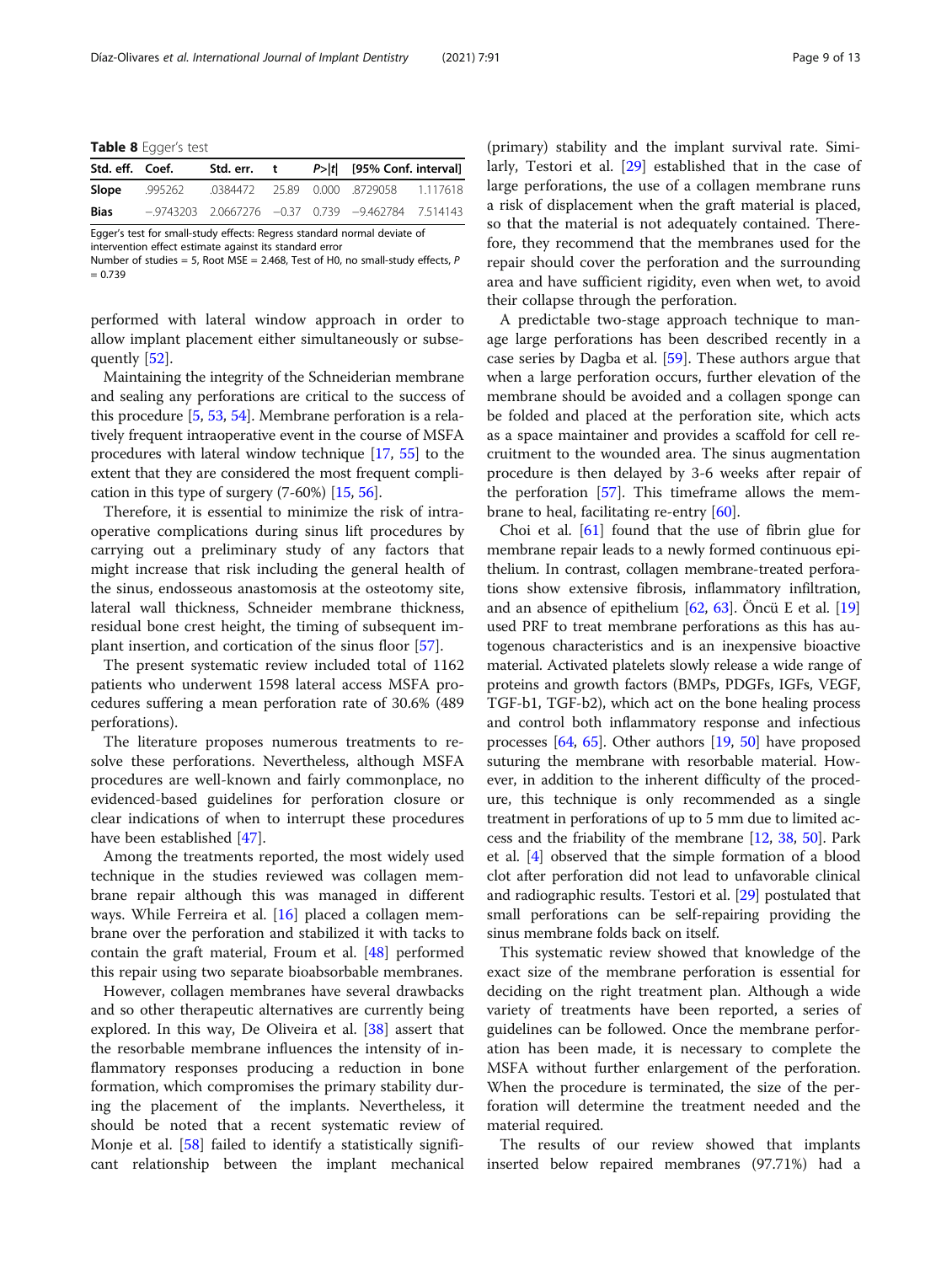**Table 8** Egger's test

| Std. eff. | Coef. | Std. err. | t | $P>\|t\|$ | [95% Conf. interval] | |
|---|---|---|---|---|---|---|
| **Slope** | .995262 | .0384472 | 25.89 | 0.000 | .8729058 | 1.117618 |
| **Bias** | −.9743203 | 2.0667276 | −0.37 | 0.739 | −9.462784 | 7.514143 |

Egger's test for small-study effects: Regress standard normal deviate of intervention effect estimate against its standard error
Number of studies = 5, Root MSE = 2.468, Test of H0, no small-study effects, P = 0.739

performed with lateral window approach in order to allow implant placement either simultaneously or subsequently [52].

Maintaining the integrity of the Schneiderian membrane and sealing any perforations are critical to the success of this procedure [5, 53, 54]. Membrane perforation is a relatively frequent intraoperative event in the course of MSFA procedures with lateral window technique [17, 55] to the extent that they are considered the most frequent complication in this type of surgery (7-60%) [15, 56].

Therefore, it is essential to minimize the risk of intraoperative complications during sinus lift procedures by carrying out a preliminary study of any factors that might increase that risk including the general health of the sinus, endosseous anastomosis at the osteotomy site, lateral wall thickness, Schneider membrane thickness, residual bone crest height, the timing of subsequent implant insertion, and cortication of the sinus floor [57].

The present systematic review included total of 1162 patients who underwent 1598 lateral access MSFA procedures suffering a mean perforation rate of 30.6% (489 perforations).

The literature proposes numerous treatments to resolve these perforations. Nevertheless, although MSFA procedures are well-known and fairly commonplace, no evidenced-based guidelines for perforation closure or clear indications of when to interrupt these procedures have been established [47].

Among the treatments reported, the most widely used technique in the studies reviewed was collagen membrane repair although this was managed in different ways. While Ferreira et al. [16] placed a collagen membrane over the perforation and stabilized it with tacks to contain the graft material, Froum et al. [48] performed this repair using two separate bioabsorbable membranes.

However, collagen membranes have several drawbacks and so other therapeutic alternatives are currently being explored. In this way, De Oliveira et al. [38] assert that the resorbable membrane influences the intensity of inflammatory responses producing a reduction in bone formation, which compromises the primary stability during the placement of the implants. Nevertheless, it should be noted that a recent systematic review of Monje et al. [58] failed to identify a statistically significant relationship between the implant mechanical (primary) stability and the implant survival rate. Similarly, Testori et al. [29] established that in the case of large perforations, the use of a collagen membrane runs a risk of displacement when the graft material is placed, so that the material is not adequately contained. Therefore, they recommend that the membranes used for the repair should cover the perforation and the surrounding area and have sufficient rigidity, even when wet, to avoid their collapse through the perforation.

A predictable two-stage approach technique to manage large perforations has been described recently in a case series by Dagba et al. [59]. These authors argue that when a large perforation occurs, further elevation of the membrane should be avoided and a collagen sponge can be folded and placed at the perforation site, which acts as a space maintainer and provides a scaffold for cell recruitment to the wounded area. The sinus augmentation procedure is then delayed by 3-6 weeks after repair of the perforation [57]. This timeframe allows the membrane to heal, facilitating re-entry [60].

Choi et al. [61] found that the use of fibrin glue for membrane repair leads to a newly formed continuous epithelium. In contrast, collagen membrane-treated perforations show extensive fibrosis, inflammatory infiltration, and an absence of epithelium [62, 63]. Öncü E et al. [19] used PRF to treat membrane perforations as this has autogenous characteristics and is an inexpensive bioactive material. Activated platelets slowly release a wide range of proteins and growth factors (BMPs, PDGFs, IGFs, VEGF, TGF-b1, TGF-b2), which act on the bone healing process and control both inflammatory response and infectious processes [64, 65]. Other authors [19, 50] have proposed suturing the membrane with resorbable material. However, in addition to the inherent difficulty of the procedure, this technique is only recommended as a single treatment in perforations of up to 5 mm due to limited access and the friability of the membrane [12, 38, 50]. Park et al. [4] observed that the simple formation of a blood clot after perforation did not lead to unfavorable clinical and radiographic results. Testori et al. [29] postulated that small perforations can be self-repairing providing the sinus membrane folds back on itself.

This systematic review showed that knowledge of the exact size of the membrane perforation is essential for deciding on the right treatment plan. Although a wide variety of treatments have been reported, a series of guidelines can be followed. Once the membrane perforation has been made, it is necessary to complete the MSFA without further enlargement of the perforation. When the procedure is terminated, the size of the perforation will determine the treatment needed and the material required.

The results of our review showed that implants inserted below repaired membranes (97.71%) had a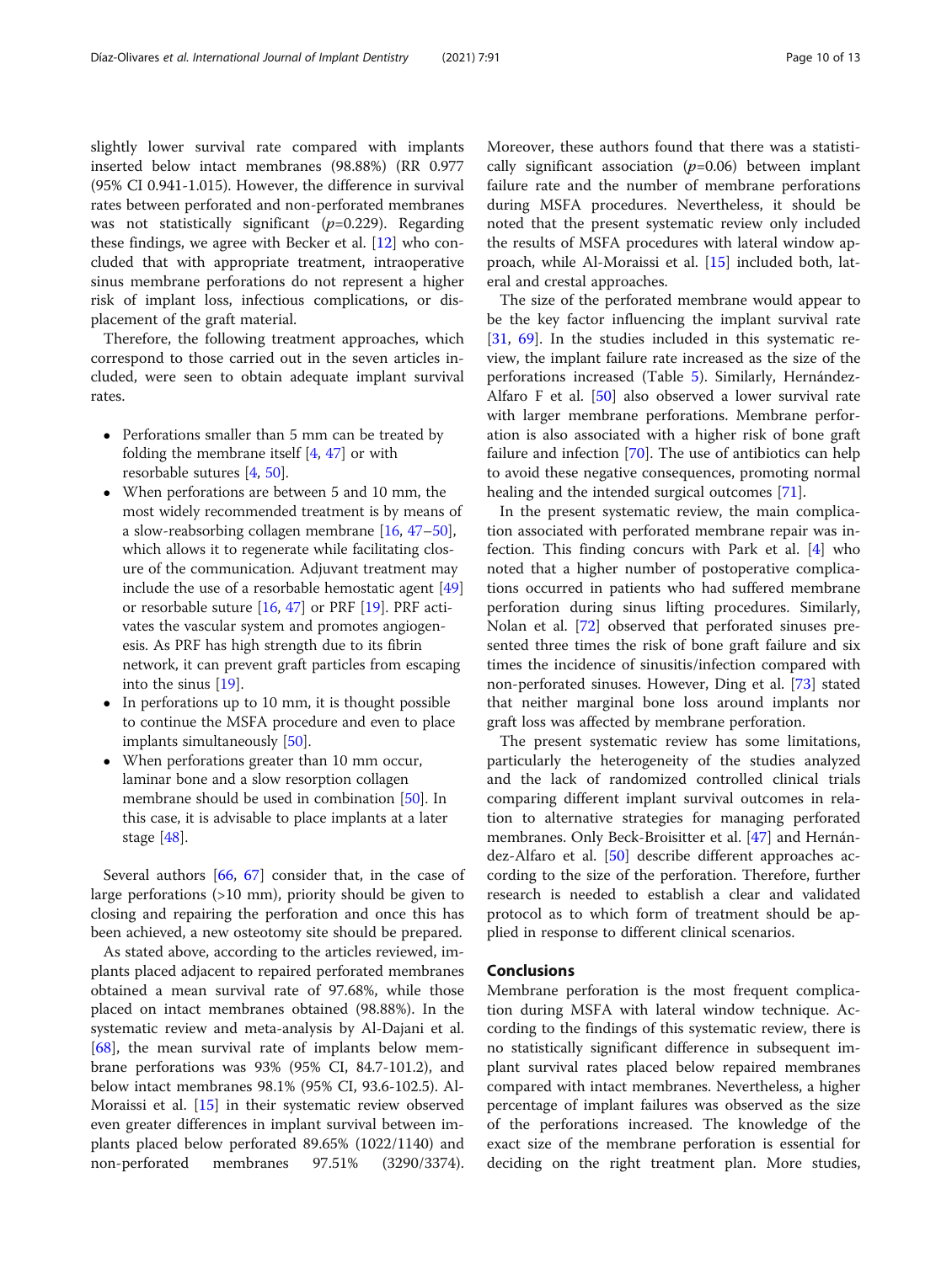slightly lower survival rate compared with implants inserted below intact membranes (98.88%) (RR 0.977 (95% CI 0.941-1.015). However, the difference in survival rates between perforated and non-perforated membranes was not statistically significant ($p$=0.229). Regarding these findings, we agree with Becker et al. [12] who concluded that with appropriate treatment, intraoperative sinus membrane perforations do not represent a higher risk of implant loss, infectious complications, or displacement of the graft material.

Therefore, the following treatment approaches, which correspond to those carried out in the seven articles included, were seen to obtain adequate implant survival rates.

- Perforations smaller than 5 mm can be treated by folding the membrane itself [4, 47] or with resorbable sutures [4, 50].
- When perforations are between 5 and 10 mm, the most widely recommended treatment is by means of a slow-reabsorbing collagen membrane [16, 47–50], which allows it to regenerate while facilitating closure of the communication. Adjuvant treatment may include the use of a resorbable hemostatic agent [49] or resorbable suture [16, 47] or PRF [19]. PRF activates the vascular system and promotes angiogenesis. As PRF has high strength due to its fibrin network, it can prevent graft particles from escaping into the sinus [19].
- In perforations up to 10 mm, it is thought possible to continue the MSFA procedure and even to place implants simultaneously [50].
- When perforations greater than 10 mm occur, laminar bone and a slow resorption collagen membrane should be used in combination [50]. In this case, it is advisable to place implants at a later stage [48].

Several authors [66, 67] consider that, in the case of large perforations (>10 mm), priority should be given to closing and repairing the perforation and once this has been achieved, a new osteotomy site should be prepared.

As stated above, according to the articles reviewed, implants placed adjacent to repaired perforated membranes obtained a mean survival rate of 97.68%, while those placed on intact membranes obtained (98.88%). In the systematic review and meta-analysis by Al-Dajani et al. [68], the mean survival rate of implants below membrane perforations was 93% (95% CI, 84.7-101.2), and below intact membranes 98.1% (95% CI, 93.6-102.5). Al-Moraissi et al. [15] in their systematic review observed even greater differences in implant survival between implants placed below perforated 89.65% (1022/1140) and non-perforated membranes 97.51% (3290/3374). Moreover, these authors found that there was a statistically significant association ($p$=0.06) between implant failure rate and the number of membrane perforations during MSFA procedures. Nevertheless, it should be noted that the present systematic review only included the results of MSFA procedures with lateral window approach, while Al-Moraissi et al. [15] included both, lateral and crestal approaches.

The size of the perforated membrane would appear to be the key factor influencing the implant survival rate [31, 69]. In the studies included in this systematic review, the implant failure rate increased as the size of the perforations increased (Table 5). Similarly, Hernández-Alfaro F et al. [50] also observed a lower survival rate with larger membrane perforations. Membrane perforation is also associated with a higher risk of bone graft failure and infection [70]. The use of antibiotics can help to avoid these negative consequences, promoting normal healing and the intended surgical outcomes [71].

In the present systematic review, the main complication associated with perforated membrane repair was infection. This finding concurs with Park et al. [4] who noted that a higher number of postoperative complications occurred in patients who had suffered membrane perforation during sinus lifting procedures. Similarly, Nolan et al. [72] observed that perforated sinuses presented three times the risk of bone graft failure and six times the incidence of sinusitis/infection compared with non-perforated sinuses. However, Ding et al. [73] stated that neither marginal bone loss around implants nor graft loss was affected by membrane perforation.

The present systematic review has some limitations, particularly the heterogeneity of the studies analyzed and the lack of randomized controlled clinical trials comparing different implant survival outcomes in relation to alternative strategies for managing perforated membranes. Only Beck-Broisitter et al. [47] and Hernández-Alfaro et al. [50] describe different approaches according to the size of the perforation. Therefore, further research is needed to establish a clear and validated protocol as to which form of treatment should be applied in response to different clinical scenarios.

## Conclusions

Membrane perforation is the most frequent complication during MSFA with lateral window technique. According to the findings of this systematic review, there is no statistically significant difference in subsequent implant survival rates placed below repaired membranes compared with intact membranes. Nevertheless, a higher percentage of implant failures was observed as the size of the perforations increased. The knowledge of the exact size of the membrane perforation is essential for deciding on the right treatment plan. More studies,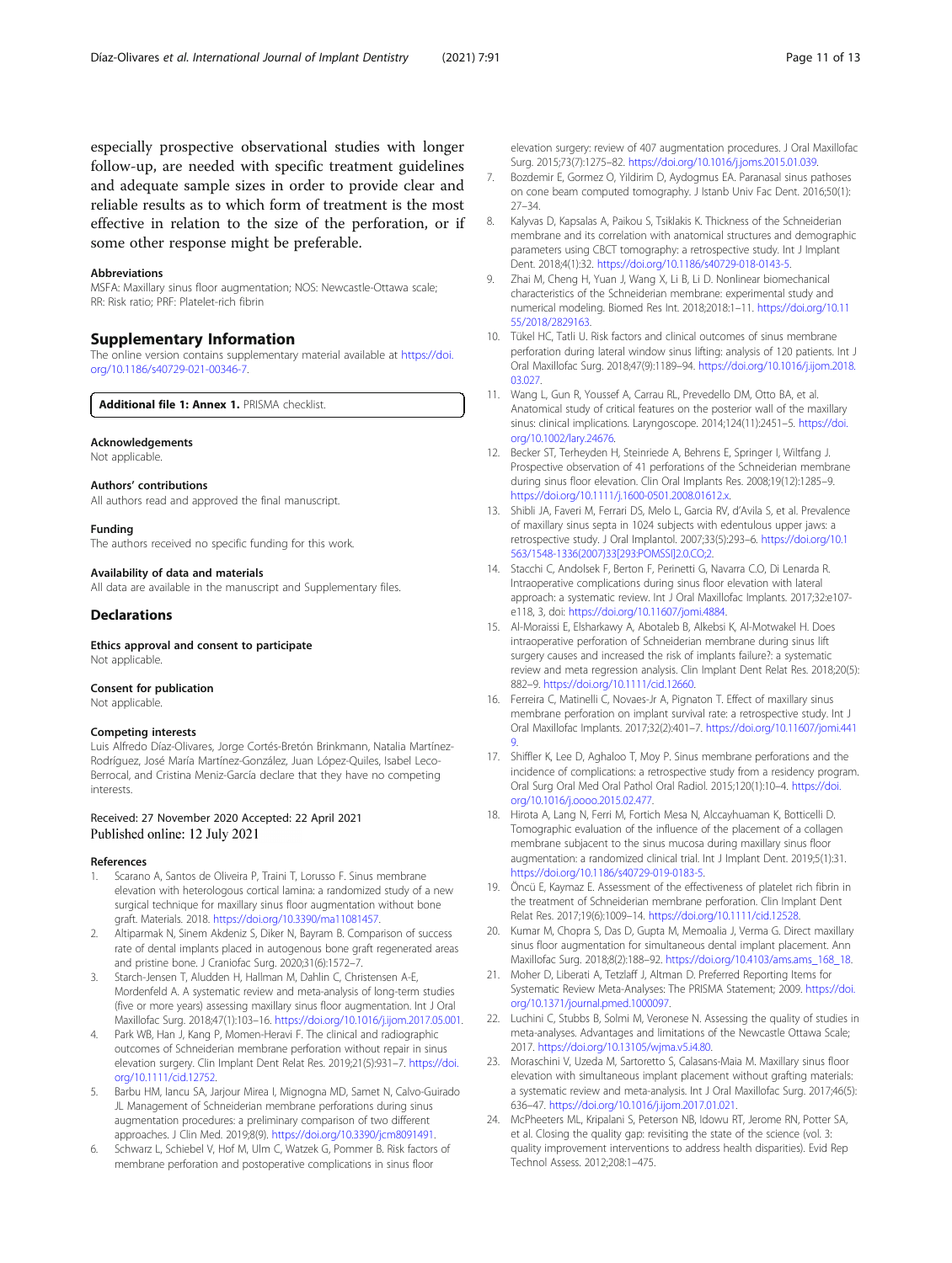especially prospective observational studies with longer follow-up, are needed with specific treatment guidelines and adequate sample sizes in order to provide clear and reliable results as to which form of treatment is the most effective in relation to the size of the perforation, or if some other response might be preferable.

### Abbreviations

MSFA: Maxillary sinus floor augmentation; NOS: Newcastle-Ottawa scale; RR: Risk ratio; PRF: Platelet-rich fibrin

## Supplementary Information

The online version contains supplementary material available at https://doi.org/10.1186/s40729-021-00346-7.

**Additional file 1: Annex 1.** PRISMA checklist.

### Acknowledgements

Not applicable.

### Authors' contributions

All authors read and approved the final manuscript.

### Funding

The authors received no specific funding for this work.

### Availability of data and materials

All data are available in the manuscript and Supplementary files.

## Declarations

### Ethics approval and consent to participate

Not applicable.

### Consent for publication

Not applicable.

### Competing interests

Luis Alfredo Díaz-Olivares, Jorge Cortés-Bretón Brinkmann, Natalia Martínez-Rodríguez, José María Martínez-González, Juan López-Quiles, Isabel Leco-Berrocal, and Cristina Meniz-García declare that they have no competing interests.

Received: 27 November 2020 Accepted: 22 April 2021
Published online: 12 July 2021

### References

1. Scarano A, Santos de Oliveira P, Traini T, Lorusso F. Sinus membrane elevation with heterologous cortical lamina: a randomized study of a new surgical technique for maxillary sinus floor augmentation without bone graft. Materials. 2018. https://doi.org/10.3390/ma11081457.
2. Altiparmak N, Sinem Akdeniz S, Diker N, Bayram B. Comparison of success rate of dental implants placed in autogenous bone graft regenerated areas and pristine bone. J Craniofac Surg. 2020;31(6):1572–7.
3. Starch-Jensen T, Aludden H, Hallman M, Dahlin C, Christensen A-E, Mordenfeld A. A systematic review and meta-analysis of long-term studies (five or more years) assessing maxillary sinus floor augmentation. Int J Oral Maxillofac Surg. 2018;47(1):103–16. https://doi.org/10.1016/j.ijom.2017.05.001.
4. Park WB, Han J, Kang P, Momen-Heravi F. The clinical and radiographic outcomes of Schneiderian membrane perforation without repair in sinus elevation surgery. Clin Implant Dent Relat Res. 2019;21(5):931–7. https://doi.org/10.1111/cid.12752.
5. Barbu HM, Iancu SA, Jarjour Mirea I, Mignogna MD, Samet N, Calvo-Guirado JL Management of Schneiderian membrane perforations during sinus augmentation procedures: a preliminary comparison of two different approaches. J Clin Med. 2019;8(9). https://doi.org/10.3390/jcm8091491.
6. Schwarz L, Schiebel V, Hof M, Ulm C, Watzek G, Pommer B. Risk factors of membrane perforation and postoperative complications in sinus floor elevation surgery: review of 407 augmentation procedures. J Oral Maxillofac Surg. 2015;73(7):1275–82. https://doi.org/10.1016/j.joms.2015.01.039.
7. Bozdemir E, Gormez O, Yildirim D, Aydogmus EA. Paranasal sinus pathoses on cone beam computed tomography. J Istanb Univ Fac Dent. 2016;50(1):27–34.
8. Kalyvas D, Kapsalas A, Paikou S, Tsiklakis K. Thickness of the Schneiderian membrane and its correlation with anatomical structures and demographic parameters using CBCT tomography: a retrospective study. Int J Implant Dent. 2018;4(1):32. https://doi.org/10.1186/s40729-018-0143-5.
9. Zhai M, Cheng H, Yuan J, Wang X, Li B, Li D. Nonlinear biomechanical characteristics of the Schneiderian membrane: experimental study and numerical modeling. Biomed Res Int. 2018;2018:1–11. https://doi.org/10.1155/2018/2829163.
10. Tükel HC, Tatli U. Risk factors and clinical outcomes of sinus membrane perforation during lateral window sinus lifting: analysis of 120 patients. Int J Oral Maxillofac Surg. 2018;47(9):1189–94. https://doi.org/10.1016/j.ijom.2018.03.027.
11. Wang L, Gun R, Youssef A, Carrau RL, Prevedello DM, Otto BA, et al. Anatomical study of critical features on the posterior wall of the maxillary sinus: clinical implications. Laryngoscope. 2014;124(11):2451–5. https://doi.org/10.1002/lary.24676.
12. Becker ST, Terheyden H, Steinriede A, Behrens E, Springer I, Wiltfang J. Prospective observation of 41 perforations of the Schneiderian membrane during sinus floor elevation. Clin Oral Implants Res. 2008;19(12):1285–9. https://doi.org/10.1111/j.1600-0501.2008.01612.x.
13. Shibli JA, Faveri M, Ferrari DS, Melo L, Garcia RV, d'Avila S, et al. Prevalence of maxillary sinus septa in 1024 subjects with edentulous upper jaws: a retrospective study. J Oral Implantol. 2007;33(5):293–6. https://doi.org/10.1563/1548-1336(2007)33[293:POMSSI]2.0.CO;2.
14. Stacchi C, Andolsek F, Berton F, Perinetti G, Navarra C.O, Di Lenarda R. Intraoperative complications during sinus floor elevation with lateral approach: a systematic review. Int J Oral Maxillofac Implants. 2017;32:e107-e118, 3, doi: https://doi.org/10.11607/jomi.4884.
15. Al-Moraissi E, Elsharkawy A, Abotaleb B, Alkebsi K, Al-Motwakel H. Does intraoperative perforation of Schneiderian membrane during sinus lift surgery causes and increased the risk of implants failure?: a systematic review and meta regression analysis. Clin Implant Dent Relat Res. 2018;20(5):882–9. https://doi.org/10.1111/cid.12660.
16. Ferreira C, Matinelli C, Novaes-Jr A, Pignaton T. Effect of maxillary sinus membrane perforation on implant survival rate: a retrospective study. Int J Oral Maxillofac Implants. 2017;32(2):401–7. https://doi.org/10.11607/jomi.4419.
17. Shiffler K, Lee D, Aghaloo T, Moy P. Sinus membrane perforations and the incidence of complications: a retrospective study from a residency program. Oral Surg Oral Med Oral Pathol Oral Radiol. 2015;120(1):10–4. https://doi.org/10.1016/j.oooo.2015.02.477.
18. Hirota A, Lang N, Ferri M, Fortich Mesa N, Alccayhuaman K, Botticelli D. Tomographic evaluation of the influence of the placement of a collagen membrane subjacent to the sinus mucosa during maxillary sinus floor augmentation: a randomized clinical trial. Int J Implant Dent. 2019;5(1):31. https://doi.org/10.1186/s40729-019-0183-5.
19. Öncü E, Kaymaz E. Assessment of the effectiveness of platelet rich fibrin in the treatment of Schneiderian membrane perforation. Clin Implant Dent Relat Res. 2017;19(6):1009–14. https://doi.org/10.1111/cid.12528.
20. Kumar M, Chopra S, Das D, Gupta M, Memoalia J, Verma G. Direct maxillary sinus floor augmentation for simultaneous dental implant placement. Ann Maxillofac Surg. 2018;8(2):188–92. https://doi.org/10.4103/ams.ams_168_18.
21. Moher D, Liberati A, Tetzlaff J, Altman D. Preferred Reporting Items for Systematic Review Meta-Analyses: The PRISMA Statement; 2009. https://doi.org/10.1371/journal.pmed.1000097.
22. Luchini C, Stubbs B, Solmi M, Veronese N. Assessing the quality of studies in meta-analyses. Advantages and limitations of the Newcastle Ottawa Scale; 2017. https://doi.org/10.13105/wjma.v5.i4.80.
23. Moraschini V, Uzeda M, Sartoretto S, Calasans-Maia M. Maxillary sinus floor elevation with simultaneous implant placement without grafting materials: a systematic review and meta-analysis. Int J Oral Maxillofac Surg. 2017;46(5):636–47. https://doi.org/10.1016/j.ijom.2017.01.021.
24. McPheeters ML, Kripalani S, Peterson NB, Idowu RT, Jerome RN, Potter SA, et al. Closing the quality gap: revisiting the state of the science (vol. 3: quality improvement interventions to address health disparities). Evid Rep Technol Assess. 2012;208:1–475.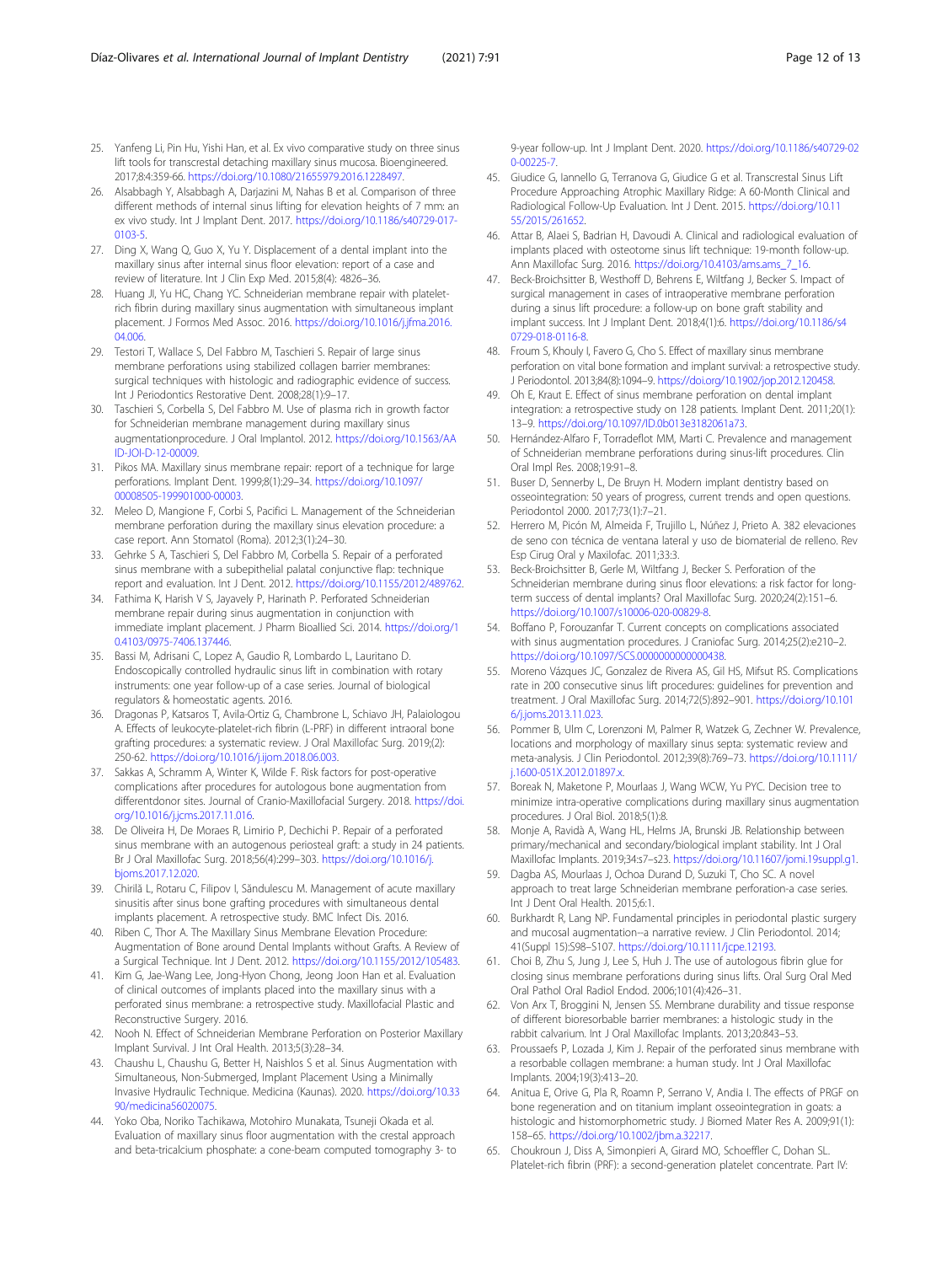25. Yanfeng Li, Pin Hu, Yishi Han, et al. Ex vivo comparative study on three sinus lift tools for transcrestal detaching maxillary sinus mucosa. Bioengineered. 2017;8:4:359-66. https://doi.org/10.1080/21655979.2016.1228497.
26. Alsabbagh Y, Alsabbagh A, Darjazini M, Nahas B et al. Comparison of three different methods of internal sinus lifting for elevation heights of 7 mm: an ex vivo study. Int J Implant Dent. 2017. https://doi.org/10.1186/s40729-017-0103-5.
27. Ding X, Wang Q, Guo X, Yu Y. Displacement of a dental implant into the maxillary sinus after internal sinus floor elevation: report of a case and review of literature. Int J Clin Exp Med. 2015;8(4): 4826–36.
28. Huang JI, Yu HC, Chang YC. Schneiderian membrane repair with platelet-rich fibrin during maxillary sinus augmentation with simultaneous implant placement. J Formos Med Assoc. 2016. https://doi.org/10.1016/j.jfma.2016.04.006.
29. Testori T, Wallace S, Del Fabbro M, Taschieri S. Repair of large sinus membrane perforations using stabilized collagen barrier membranes: surgical techniques with histologic and radiographic evidence of success. Int J Periodontics Restorative Dent. 2008;28(1):9–17.
30. Taschieri S, Corbella S, Del Fabbro M. Use of plasma rich in growth factor for Schneiderian membrane management during maxillary sinus augmentationprocedure. J Oral Implantol. 2012. https://doi.org/10.1563/AAID-JOI-D-12-00009.
31. Pikos MA. Maxillary sinus membrane repair: report of a technique for large perforations. Implant Dent. 1999;8(1):29–34. https://doi.org/10.1097/00008505-199901000-00003.
32. Meleo D, Mangione F, Corbi S, Pacifici L. Management of the Schneiderian membrane perforation during the maxillary sinus elevation procedure: a case report. Ann Stomatol (Roma). 2012;3(1):24–30.
33. Gehrke S A, Taschieri S, Del Fabbro M, Corbella S. Repair of a perforated sinus membrane with a subepithelial palatal conjunctive flap: technique report and evaluation. Int J Dent. 2012. https://doi.org/10.1155/2012/489762.
34. Fathima K, Harish V S, Jayavely P, Harinath P. Perforated Schneiderian membrane repair during sinus augmentation in conjunction with immediate implant placement. J Pharm Bioallied Sci. 2014. https://doi.org/10.4103/0975-7406.137446.
35. Bassi M, Adrisani C, Lopez A, Gaudio R, Lombardo L, Lauritano D. Endoscopically controlled hydraulic sinus lift in combination with rotary instruments: one year follow-up of a case series. Journal of biological regulators & homeostatic agents. 2016.
36. Dragonas P, Katsaros T, Avila-Ortiz G, Chambrone L, Schiavo JH, Palaiologou A. Effects of leukocyte-platelet-rich fibrin (L-PRF) in different intraoral bone grafting procedures: a systematic review. J Oral Maxillofac Surg. 2019;(2): 250-62. https://doi.org/10.1016/j.ijom.2018.06.003.
37. Sakkas A, Schramm A, Winter K, Wilde F. Risk factors for post-operative complications after procedures for autologous bone augmentation from differentdonor sites. Journal of Cranio-Maxillofacial Surgery. 2018. https://doi.org/10.1016/j.jcms.2017.11.016.
38. De Oliveira H, De Moraes R, Limirio P, Dechichi P. Repair of a perforated sinus membrane with an autogenous periosteal graft: a study in 24 patients. Br J Oral Maxillofac Surg. 2018;56(4):299–303. https://doi.org/10.1016/j.bjoms.2017.12.020.
39. Chirilă L, Rotaru C, Filipov I, Săndulescu M. Management of acute maxillary sinusitis after sinus bone grafting procedures with simultaneous dental implants placement. A retrospective study. BMC Infect Dis. 2016.
40. Riben C, Thor A. The Maxillary Sinus Membrane Elevation Procedure: Augmentation of Bone around Dental Implants without Grafts. A Review of a Surgical Technique. Int J Dent. 2012. https://doi.org/10.1155/2012/105483.
41. Kim G, Jae-Wang Lee, Jong-Hyon Chong, Jeong Joon Han et al. Evaluation of clinical outcomes of implants placed into the maxillary sinus with a perforated sinus membrane: a retrospective study. Maxillofacial Plastic and Reconstructive Surgery. 2016.
42. Nooh N. Effect of Schneiderian Membrane Perforation on Posterior Maxillary Implant Survival. J Int Oral Health. 2013;5(3):28–34.
43. Chaushu L, Chaushu G, Better H, Naishlos S et al. Sinus Augmentation with Simultaneous, Non-Submerged, Implant Placement Using a Minimally Invasive Hydraulic Technique. Medicina (Kaunas). 2020. https://doi.org/10.3390/medicina56020075.
44. Yoko Oba, Noriko Tachikawa, Motohiro Munakata, Tsuneji Okada et al. Evaluation of maxillary sinus floor augmentation with the crestal approach and beta-tricalcium phosphate: a cone-beam computed tomography 3- to 9-year follow-up. Int J Implant Dent. 2020. https://doi.org/10.1186/s40729-020-00225-7.
45. Giudice G, Iannello G, Terranova G, Giudice G et al. Transcrestal Sinus Lift Procedure Approaching Atrophic Maxillary Ridge: A 60-Month Clinical and Radiological Follow-Up Evaluation. Int J Dent. 2015. https://doi.org/10.1155/2015/261652.
46. Attar B, Alaei S, Badrian H, Davoudi A. Clinical and radiological evaluation of implants placed with osteotome sinus lift technique: 19-month follow-up. Ann Maxillofac Surg. 2016. https://doi.org/10.4103/ams.ams_7_16.
47. Beck-Broichsitter B, Westhoff D, Behrens E, Wiltfang J, Becker S. Impact of surgical management in cases of intraoperative membrane perforation during a sinus lift procedure: a follow-up on bone graft stability and implant success. Int J Implant Dent. 2018;4(1):6. https://doi.org/10.1186/s40729-018-0116-8.
48. Froum S, Khouly I, Favero G, Cho S. Effect of maxillary sinus membrane perforation on vital bone formation and implant survival: a retrospective study. J Periodontol. 2013;84(8):1094–9. https://doi.org/10.1902/jop.2012.120458.
49. Oh E, Kraut E. Effect of sinus membrane perforation on dental implant integration: a retrospective study on 128 patients. Implant Dent. 2011;20(1): 13–9. https://doi.org/10.1097/ID.0b013e3182061a73.
50. Hernández-Alfaro F, Torradeflot MM, Marti C. Prevalence and management of Schneiderian membrane perforations during sinus-lift procedures. Clin Oral Impl Res. 2008;19:91–8.
51. Buser D, Sennerby L, De Bruyn H. Modern implant dentistry based on osseointegration: 50 years of progress, current trends and open questions. Periodontol 2000. 2017;73(1):7–21.
52. Herrero M, Picón M, Almeida F, Trujillo L, Núñez J, Prieto A. 382 elevaciones de seno con técnica de ventana lateral y uso de biomaterial de relleno. Rev Esp Cirug Oral y Maxilofac. 2011;33:3.
53. Beck-Broichsitter B, Gerle M, Wiltfang J, Becker S. Perforation of the Schneiderian membrane during sinus floor elevations: a risk factor for long-term success of dental implants? Oral Maxillofac Surg. 2020;24(2):151–6. https://doi.org/10.1007/s10006-020-00829-8.
54. Boffano P, Forouzanfar T. Current concepts on complications associated with sinus augmentation procedures. J Craniofac Surg. 2014;25(2):e210–2. https://doi.org/10.1097/SCS.0000000000000438.
55. Moreno Vázques JC, Gonzalez de Rivera AS, Gil HS, Mifsut RS. Complications rate in 200 consecutive sinus lift procedures: guidelines for prevention and treatment. J Oral Maxillofac Surg. 2014;72(5):892–901. https://doi.org/10.1016/j.joms.2013.11.023.
56. Pommer B, Ulm C, Lorenzoni M, Palmer R, Watzek G, Zechner W. Prevalence, locations and morphology of maxillary sinus septa: systematic review and meta-analysis. J Clin Periodontol. 2012;39(8):769–73. https://doi.org/10.1111/j.1600-051X.2012.01897.x.
57. Boreak N, Maketone P, Mourlaas J, Wang WCW, Yu PYC. Decision tree to minimize intra-operative complications during maxillary sinus augmentation procedures. J Oral Biol. 2018;5(1):8.
58. Monje A, Ravidà A, Wang HL, Helms JA, Brunski JB. Relationship between primary/mechanical and secondary/biological implant stability. Int J Oral Maxillofac Implants. 2019;34:s7–s23. https://doi.org/10.11607/jomi.19suppl.g1.
59. Dagba AS, Mourlaas J, Ochoa Durand D, Suzuki T, Cho SC. A novel approach to treat large Schneiderian membrane perforation-a case series. Int J Dent Oral Health. 2015;6:1.
60. Burkhardt R, Lang NP. Fundamental principles in periodontal plastic surgery and mucosal augmentation--a narrative review. J Clin Periodontol. 2014; 41(Suppl 15):S98–S107. https://doi.org/10.1111/jcpe.12193.
61. Choi B, Zhu S, Jung J, Lee S, Huh J. The use of autologous fibrin glue for closing sinus membrane perforations during sinus lifts. Oral Surg Oral Med Oral Pathol Oral Radiol Endod. 2006;101(4):426–31.
62. Von Arx T, Broggini N, Jensen SS. Membrane durability and tissue response of different bioresorbable barrier membranes: a histologic study in the rabbit calvarium. Int J Oral Maxillofac Implants. 2013;20:843–53.
63. Proussaefs P, Lozada J, Kim J. Repair of the perforated sinus membrane with a resorbable collagen membrane: a human study. Int J Oral Maxillofac Implants. 2004;19(3):413–20.
64. Anitua E, Orive G, Pla R, Roamn P, Serrano V, Andia I. The effects of PRGF on bone regeneration and on titanium implant osseointegration in goats: a histologic and histomorphometric study. J Biomed Mater Res A. 2009;91(1): 158–65. https://doi.org/10.1002/jbm.a.32217.
65. Choukroun J, Diss A, Simonpieri A, Girard MO, Schoeffler C, Dohan SL. Platelet-rich fibrin (PRF): a second-generation platelet concentrate. Part IV: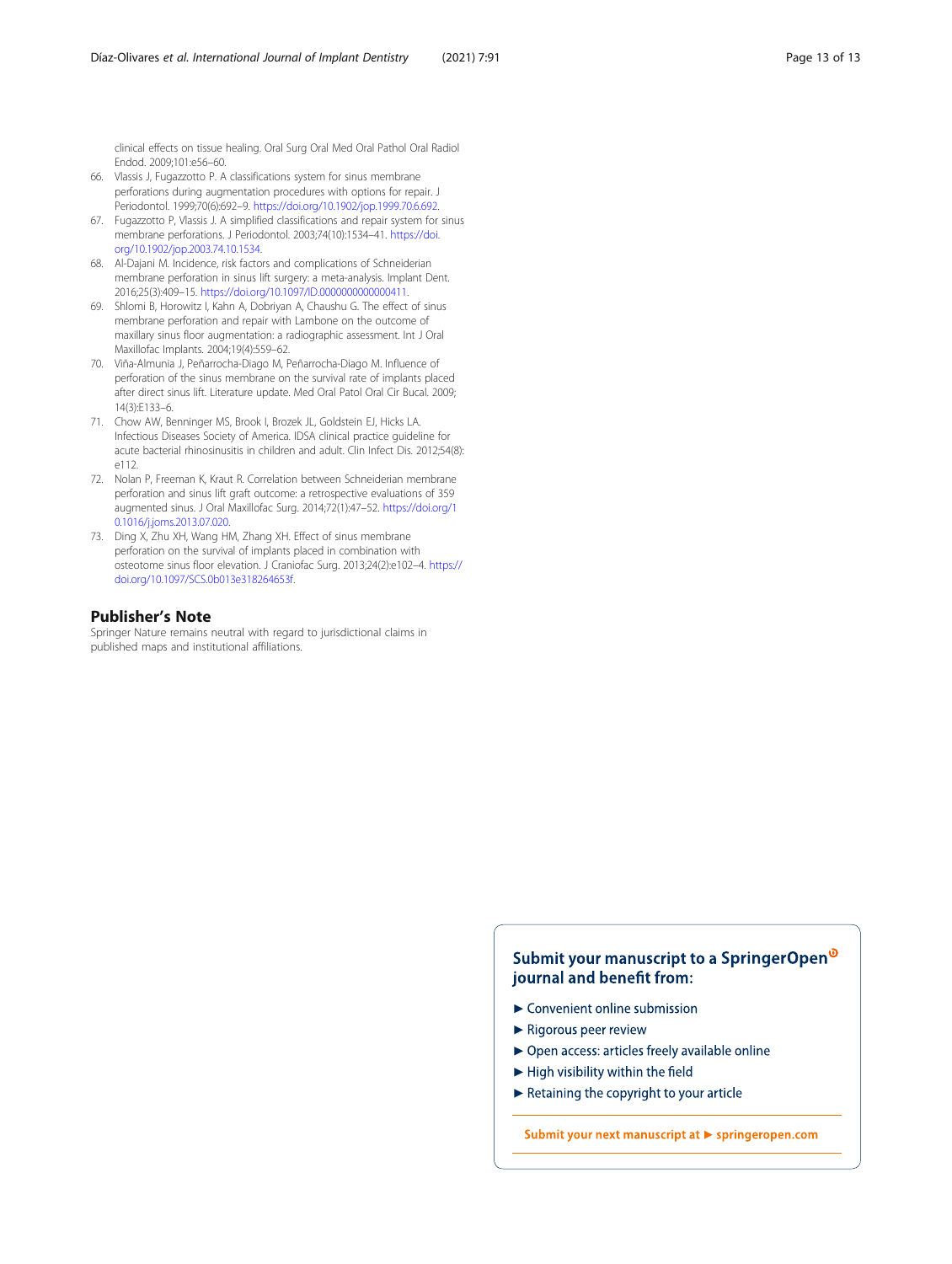clinical effects on tissue healing. Oral Surg Oral Med Oral Pathol Oral Radiol Endod. 2009;101:e56–60.

66. Vlassis J, Fugazzotto P. A classifications system for sinus membrane perforations during augmentation procedures with options for repair. J Periodontol. 1999;70(6):692–9. https://doi.org/10.1902/jop.1999.70.6.692.
67. Fugazzotto P, Vlassis J. A simplified classifications and repair system for sinus membrane perforations. J Periodontol. 2003;74(10):1534–41. https://doi.org/10.1902/jop.2003.74.10.1534.
68. Al-Dajani M. Incidence, risk factors and complications of Schneiderian membrane perforation in sinus lift surgery: a meta-analysis. Implant Dent. 2016;25(3):409–15. https://doi.org/10.1097/ID.0000000000000411.
69. Shlomi B, Horowitz I, Kahn A, Dobriyan A, Chaushu G. The effect of sinus membrane perforation and repair with Lambone on the outcome of maxillary sinus floor augmentation: a radiographic assessment. Int J Oral Maxillofac Implants. 2004;19(4):559–62.
70. Viña-Almunia J, Peñarrocha-Diago M, Peñarrocha-Diago M. Influence of perforation of the sinus membrane on the survival rate of implants placed after direct sinus lift. Literature update. Med Oral Patol Oral Cir Bucal. 2009;14(3):E133–6.
71. Chow AW, Benninger MS, Brook I, Brozek JL, Goldstein EJ, Hicks LA. Infectious Diseases Society of America. IDSA clinical practice guideline for acute bacterial rhinosinusitis in children and adult. Clin Infect Dis. 2012;54(8):e112.
72. Nolan P, Freeman K, Kraut R. Correlation between Schneiderian membrane perforation and sinus lift graft outcome: a retrospective evaluations of 359 augmented sinus. J Oral Maxillofac Surg. 2014;72(1):47–52. https://doi.org/10.1016/j.joms.2013.07.020.
73. Ding X, Zhu XH, Wang HM, Zhang XH. Effect of sinus membrane perforation on the survival of implants placed in combination with osteotome sinus floor elevation. J Craniofac Surg. 2013;24(2):e102–4. https://doi.org/10.1097/SCS.0b013e318264653f.

## Publisher's Note

Springer Nature remains neutral with regard to jurisdictional claims in published maps and institutional affiliations.

**Submit your manuscript to a SpringerOpen journal and benefit from:**

- ► Convenient online submission
- ► Rigorous peer review
- ► Open access: articles freely available online
- ► High visibility within the field
- ► Retaining the copyright to your article

**Submit your next manuscript at ► springeropen.com**